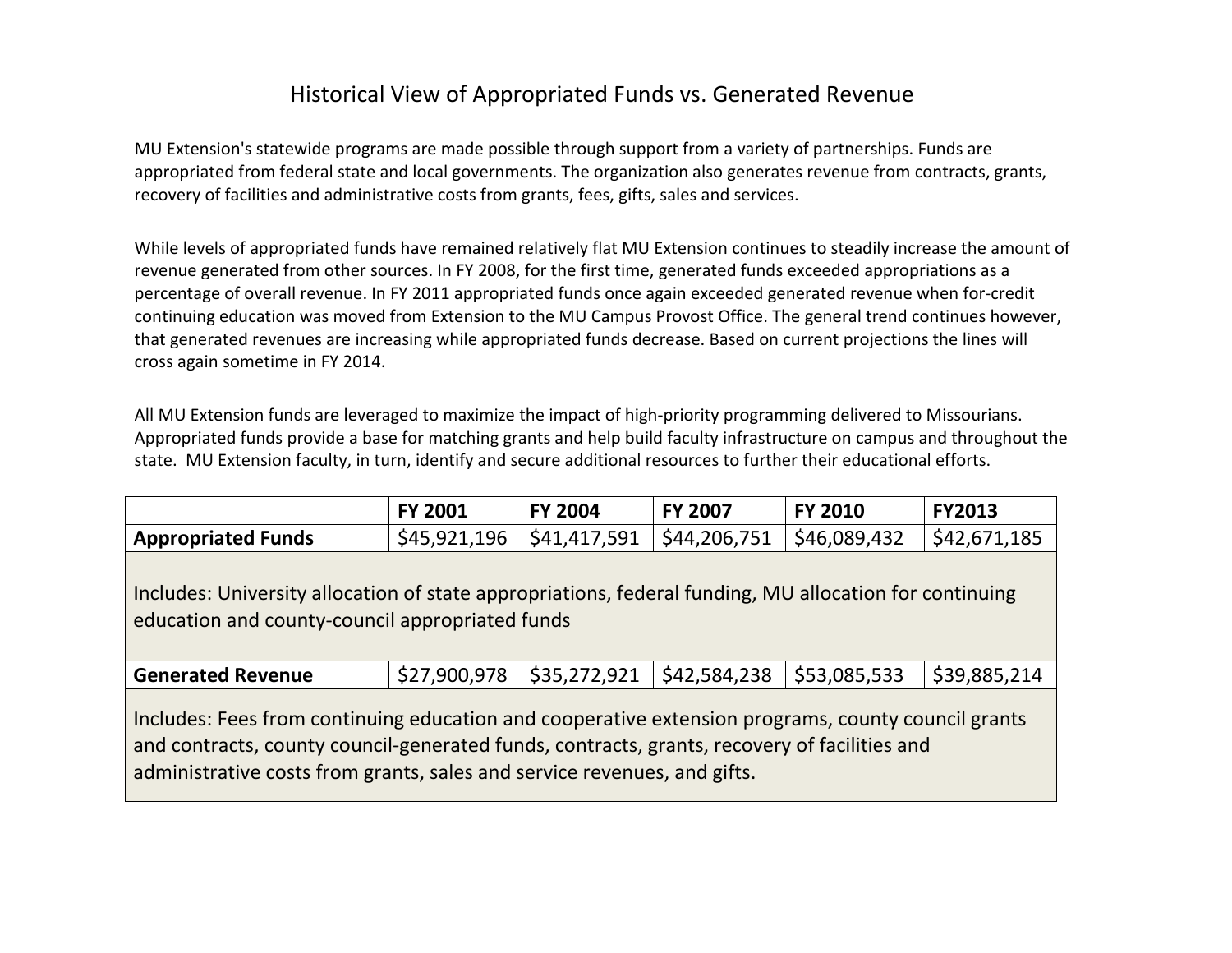# Historical View of Appropriated Funds vs. Generated Revenue

MU Extension's statewide programs are made possible through support from a variety of partnerships. Funds are appropriated from federal state and local governments. The organization also generates revenue from contracts, grants, recovery of facilities and administrative costs from grants, fees, gifts, sales and services.

While levels of appropriated funds have remained relatively flat MU Extension continues to steadily increase the amount of revenue generated from other sources. In FY 2008, for the first time, generated funds exceeded appropriations as a percentage of overall revenue. In FY 2011 appropriated funds once again exceeded generated revenue when for-credit continuing education was moved from Extension to the MU Campus Provost Office. The general trend continues however, that generated revenues are increasing while appropriated funds decrease. Based on current projections the lines will cross again sometime in FY 2014.

All MU Extension funds are leveraged to maximize the impact of high-priority programming delivered to Missourians. Appropriated funds provide a base for matching grants and help build faculty infrastructure on campus and throughout the state. MU Extension faculty, in turn, identify and secure additional resources to further their educational efforts.

| | FY 2001 | FY 2004 | FY 2007 | FY 2010 | FY2013 |
|---|---|---|---|---|---|
| **Appropriated Funds** | $45,921,196 | $41,417,591 | $44,206,751 | $46,089,432 | $42,671,185 |
| Includes: University allocation of state appropriations, federal funding, MU allocation for continuing education and county-council appropriated funds | | | | | |
| **Generated Revenue** | $27,900,978 | $35,272,921 | $42,584,238 | $53,085,533 | $39,885,214 |
| Includes: Fees from continuing education and cooperative extension programs, county council grants and contracts, county council-generated funds, contracts, grants, recovery of facilities and administrative costs from grants, sales and service revenues, and gifts. | | | | | |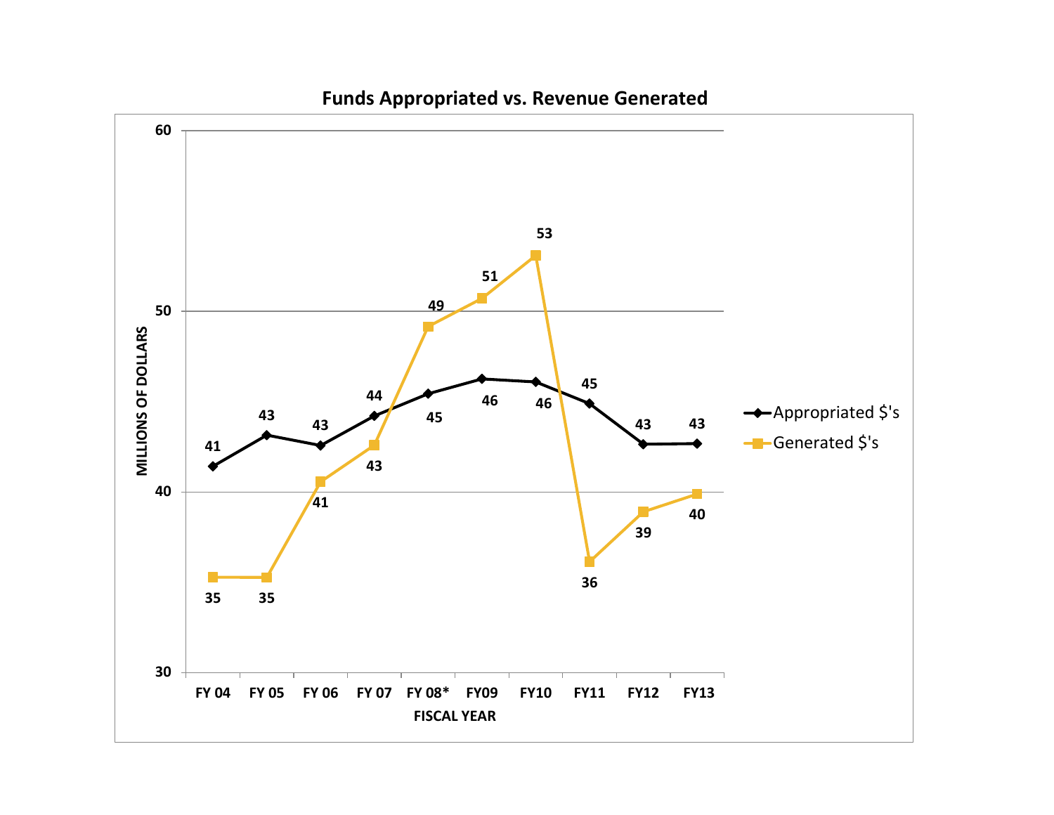## Funds Appropriated vs. Revenue Generated

MILLIONS OF DOLLARS

60

50

40

30

41 43 43 44 45 46 46 45 43 43

35 35 41 43 49 51 53 36 39 40

FY 04 FY 05 FY 06 FY 07 FY 08* FY09 FY10 FY11 FY12 FY13

FISCAL YEAR

Appropriated $'s

Generated $'s